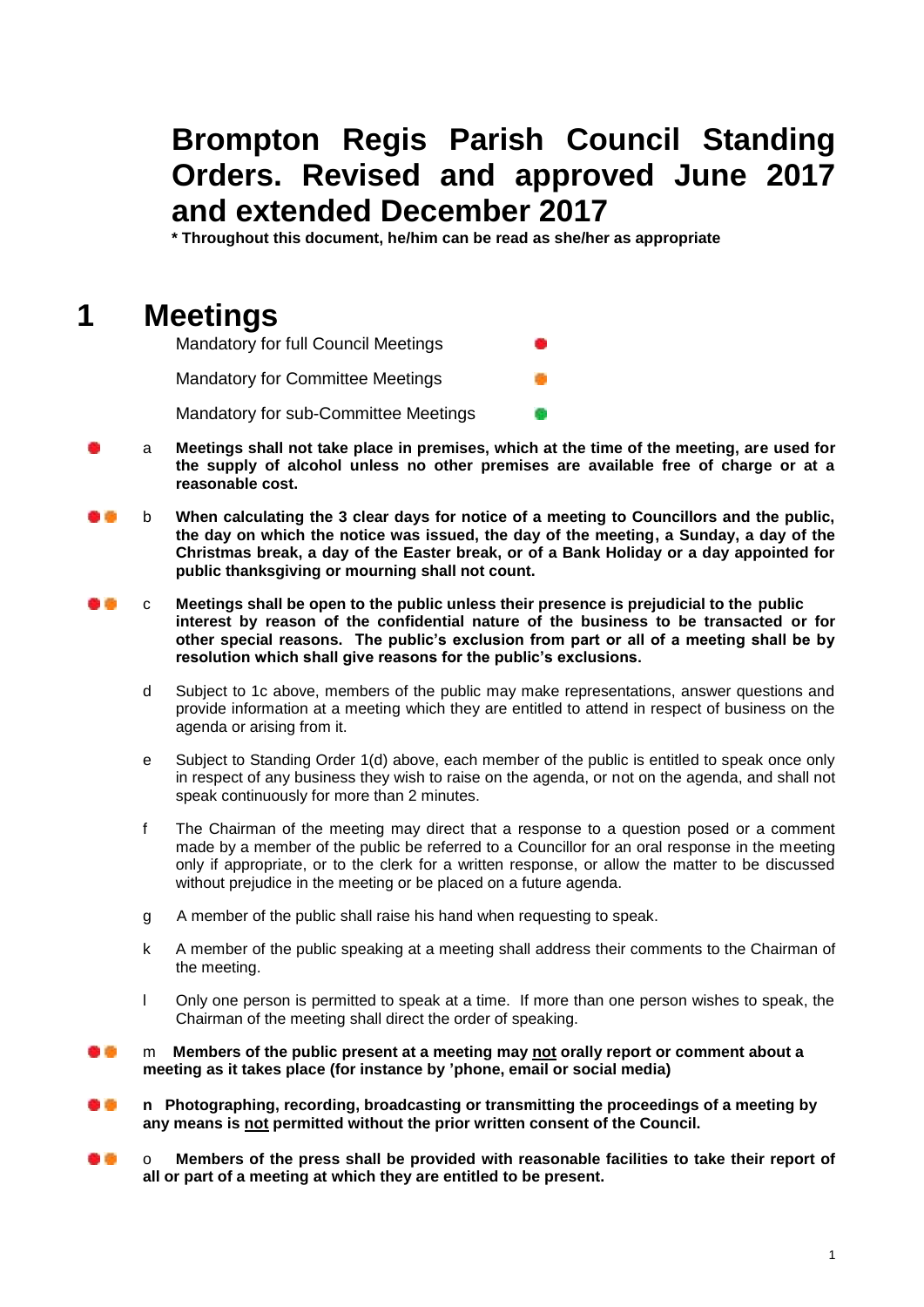# Brompton Regis Parish Council Standing Orders. Revised and approved June 2017 and extended December 2017

**\* Throughout this document, he/him can be read as she/her as appropriate**

## 1 Meetings

Mandatory for full Council Meetings 🔴

Mandatory for Committee Meetings 🟠

Mandatory for sub-Committee Meetings 🟢

🔴 a **Meetings shall not take place in premises, which at the time of the meeting, are used for the supply of alcohol unless no other premises are available free of charge or at a reasonable cost.**

🔴🟠 b **When calculating the 3 clear days for notice of a meeting to Councillors and the public, the day on which the notice was issued, the day of the meeting, a Sunday, a day of the Christmas break, a day of the Easter break, or of a Bank Holiday or a day appointed for public thanksgiving or mourning shall not count.**

🔴🟠 c **Meetings shall be open to the public unless their presence is prejudicial to the public interest by reason of the confidential nature of the business to be transacted or for other special reasons. The public's exclusion from part or all of a meeting shall be by resolution which shall give reasons for the public's exclusions.**

d Subject to 1c above, members of the public may make representations, answer questions and provide information at a meeting which they are entitled to attend in respect of business on the agenda or arising from it.

e Subject to Standing Order 1(d) above, each member of the public is entitled to speak once only in respect of any business they wish to raise on the agenda, or not on the agenda, and shall not speak continuously for more than 2 minutes.

f The Chairman of the meeting may direct that a response to a question posed or a comment made by a member of the public be referred to a Councillor for an oral response in the meeting only if appropriate, or to the clerk for a written response, or allow the matter to be discussed without prejudice in the meeting or be placed on a future agenda.

g A member of the public shall raise his hand when requesting to speak.

k A member of the public speaking at a meeting shall address their comments to the Chairman of the meeting.

l Only one person is permitted to speak at a time. If more than one person wishes to speak, the Chairman of the meeting shall direct the order of speaking.

🔴🟠 m **Members of the public present at a meeting may <u>not</u> orally report or comment about a meeting as it takes place (for instance by 'phone, email or social media)**

🔴🟠 **n Photographing, recording, broadcasting or transmitting the proceedings of a meeting by any means is <u>not</u> permitted without the prior written consent of the Council.**

🔴🟠 o **Members of the press shall be provided with reasonable facilities to take their report of all or part of a meeting at which they are entitled to be present.**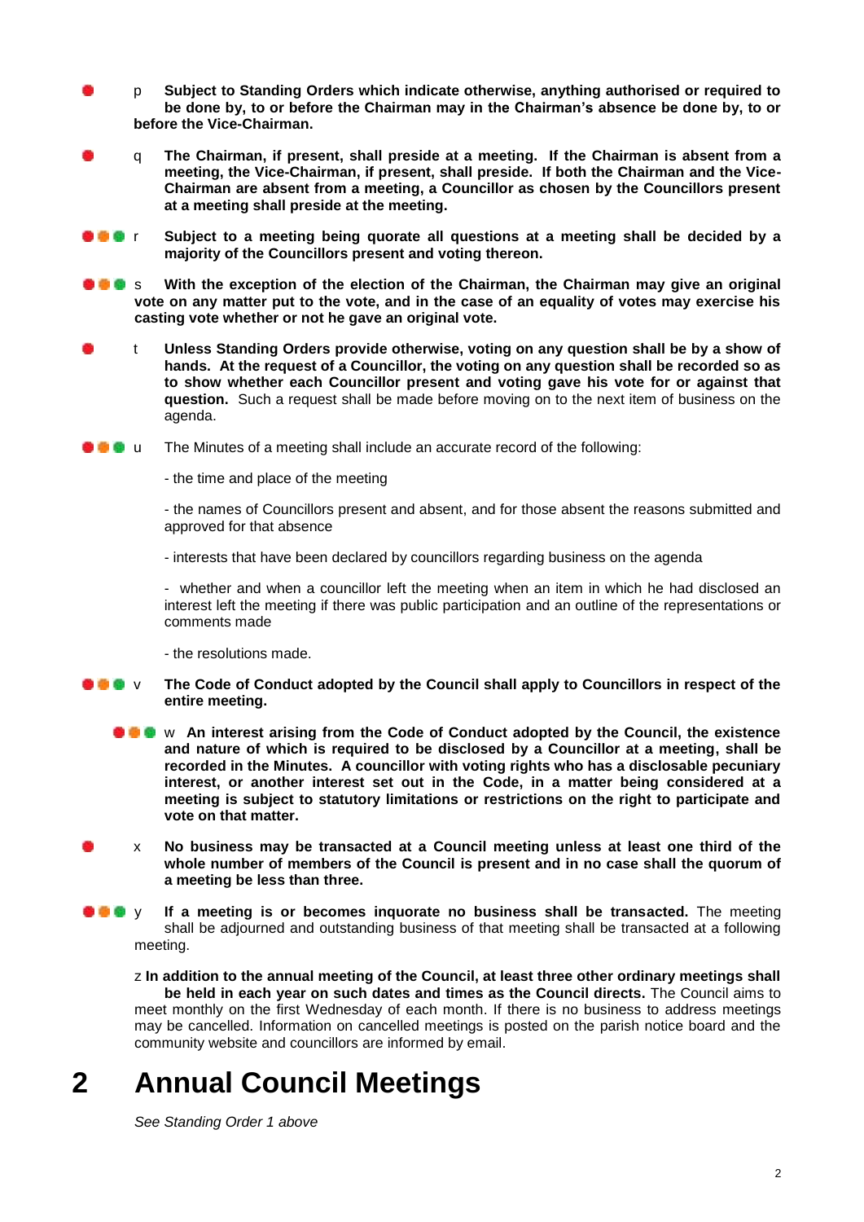p **Subject to Standing Orders which indicate otherwise, anything authorised or required to be done by, to or before the Chairman may in the Chairman's absence be done by, to or before the Vice-Chairman.**

q **The Chairman, if present, shall preside at a meeting. If the Chairman is absent from a meeting, the Vice-Chairman, if present, shall preside. If both the Chairman and the Vice-Chairman are absent from a meeting, a Councillor as chosen by the Councillors present at a meeting shall preside at the meeting.**

r **Subject to a meeting being quorate all questions at a meeting shall be decided by a majority of the Councillors present and voting thereon.**

s **With the exception of the election of the Chairman, the Chairman may give an original vote on any matter put to the vote, and in the case of an equality of votes may exercise his casting vote whether or not he gave an original vote.**

t **Unless Standing Orders provide otherwise, voting on any question shall be by a show of hands. At the request of a Councillor, the voting on any question shall be recorded so as to show whether each Councillor present and voting gave his vote for or against that question.** Such a request shall be made before moving on to the next item of business on the agenda.

u The Minutes of a meeting shall include an accurate record of the following:

- the time and place of the meeting

- the names of Councillors present and absent, and for those absent the reasons submitted and approved for that absence

- interests that have been declared by councillors regarding business on the agenda

- whether and when a councillor left the meeting when an item in which he had disclosed an interest left the meeting if there was public participation and an outline of the representations or comments made

- the resolutions made.

v **The Code of Conduct adopted by the Council shall apply to Councillors in respect of the entire meeting.**

w **An interest arising from the Code of Conduct adopted by the Council, the existence and nature of which is required to be disclosed by a Councillor at a meeting, shall be recorded in the Minutes. A councillor with voting rights who has a disclosable pecuniary interest, or another interest set out in the Code, in a matter being considered at a meeting is subject to statutory limitations or restrictions on the right to participate and vote on that matter.**

x **No business may be transacted at a Council meeting unless at least one third of the whole number of members of the Council is present and in no case shall the quorum of a meeting be less than three.**

y **If a meeting is or becomes inquorate no business shall be transacted.** The meeting shall be adjourned and outstanding business of that meeting shall be transacted at a following meeting.

z **In addition to the annual meeting of the Council, at least three other ordinary meetings shall be held in each year on such dates and times as the Council directs.** The Council aims to meet monthly on the first Wednesday of each month. If there is no business to address meetings may be cancelled. Information on cancelled meetings is posted on the parish notice board and the community website and councillors are informed by email.

# 2 Annual Council Meetings

*See Standing Order 1 above*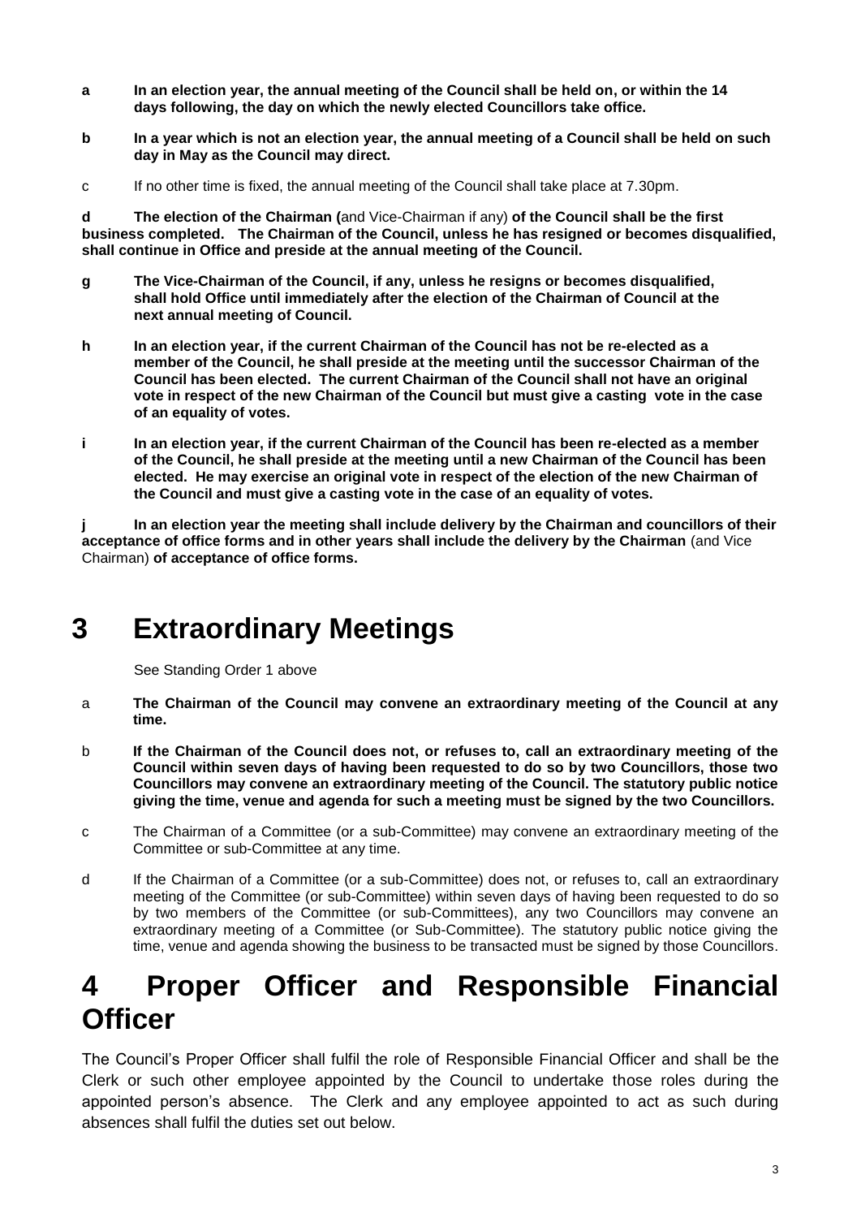**a In an election year, the annual meeting of the Council shall be held on, or within the 14 days following, the day on which the newly elected Councillors take office.**

**b In a year which is not an election year, the annual meeting of a Council shall be held on such day in May as the Council may direct.**

c If no other time is fixed, the annual meeting of the Council shall take place at 7.30pm.

**d The election of the Chairman (**and Vice-Chairman if any) **of the Council shall be the first business completed. The Chairman of the Council, unless he has resigned or becomes disqualified, shall continue in Office and preside at the annual meeting of the Council.**

**g The Vice-Chairman of the Council, if any, unless he resigns or becomes disqualified, shall hold Office until immediately after the election of the Chairman of Council at the next annual meeting of Council.**

**h In an election year, if the current Chairman of the Council has not be re-elected as a member of the Council, he shall preside at the meeting until the successor Chairman of the Council has been elected. The current Chairman of the Council shall not have an original vote in respect of the new Chairman of the Council but must give a casting vote in the case of an equality of votes.**

**i In an election year, if the current Chairman of the Council has been re-elected as a member of the Council, he shall preside at the meeting until a new Chairman of the Council has been elected. He may exercise an original vote in respect of the election of the new Chairman of the Council and must give a casting vote in the case of an equality of votes.**

**j In an election year the meeting shall include delivery by the Chairman and councillors of their acceptance of office forms and in other years shall include the delivery by the Chairman** (and Vice Chairman) **of acceptance of office forms.**

# 3 Extraordinary Meetings

See Standing Order 1 above

a **The Chairman of the Council may convene an extraordinary meeting of the Council at any time.**

b **If the Chairman of the Council does not, or refuses to, call an extraordinary meeting of the Council within seven days of having been requested to do so by two Councillors, those two Councillors may convene an extraordinary meeting of the Council. The statutory public notice giving the time, venue and agenda for such a meeting must be signed by the two Councillors.**

c The Chairman of a Committee (or a sub-Committee) may convene an extraordinary meeting of the Committee or sub-Committee at any time.

d If the Chairman of a Committee (or a sub-Committee) does not, or refuses to, call an extraordinary meeting of the Committee (or sub-Committee) within seven days of having been requested to do so by two members of the Committee (or sub-Committees), any two Councillors may convene an extraordinary meeting of a Committee (or Sub-Committee). The statutory public notice giving the time, venue and agenda showing the business to be transacted must be signed by those Councillors.

# 4 Proper Officer and Responsible Financial Officer

The Council's Proper Officer shall fulfil the role of Responsible Financial Officer and shall be the Clerk or such other employee appointed by the Council to undertake those roles during the appointed person's absence. The Clerk and any employee appointed to act as such during absences shall fulfil the duties set out below.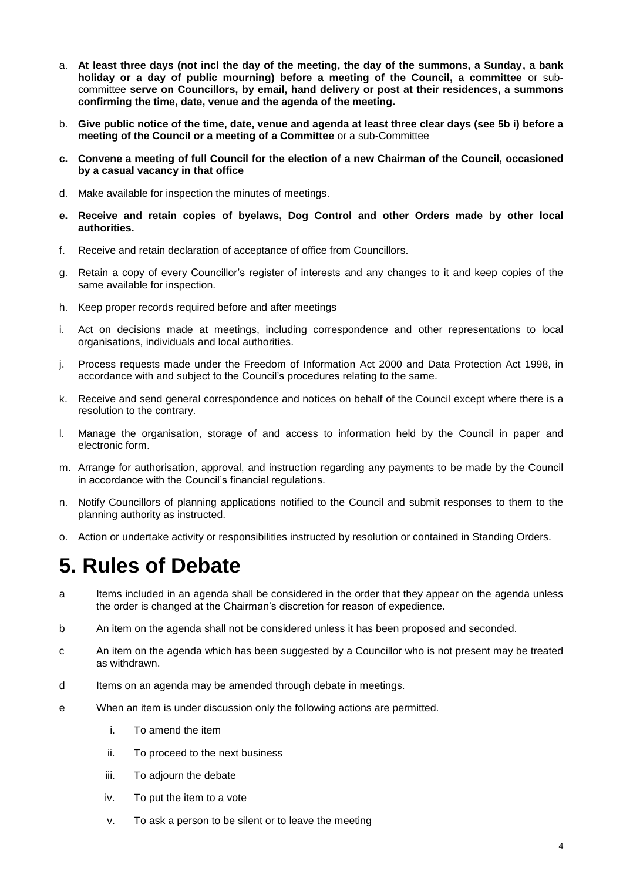a. **At least three days (not incl the day of the meeting, the day of the summons, a Sunday, a bank holiday or a day of public mourning) before a meeting of the Council, a committee** or sub-committee **serve on Councillors, by email, hand delivery or post at their residences, a summons confirming the time, date, venue and the agenda of the meeting.**

b. **Give public notice of the time, date, venue and agenda at least three clear days (see 5b i) before a meeting of the Council or a meeting of a Committee** or a sub-Committee

c. **Convene a meeting of full Council for the election of a new Chairman of the Council, occasioned by a casual vacancy in that office**

d. Make available for inspection the minutes of meetings.

e. **Receive and retain copies of byelaws, Dog Control and other Orders made by other local authorities.**

f. Receive and retain declaration of acceptance of office from Councillors.

g. Retain a copy of every Councillor's register of interests and any changes to it and keep copies of the same available for inspection.

h. Keep proper records required before and after meetings

i. Act on decisions made at meetings, including correspondence and other representations to local organisations, individuals and local authorities.

j. Process requests made under the Freedom of Information Act 2000 and Data Protection Act 1998, in accordance with and subject to the Council's procedures relating to the same.

k. Receive and send general correspondence and notices on behalf of the Council except where there is a resolution to the contrary.

l. Manage the organisation, storage of and access to information held by the Council in paper and electronic form.

m. Arrange for authorisation, approval, and instruction regarding any payments to be made by the Council in accordance with the Council's financial regulations.

n. Notify Councillors of planning applications notified to the Council and submit responses to them to the planning authority as instructed.

o. Action or undertake activity or responsibilities instructed by resolution or contained in Standing Orders.

# 5. Rules of Debate

a Items included in an agenda shall be considered in the order that they appear on the agenda unless the order is changed at the Chairman's discretion for reason of expedience.

b An item on the agenda shall not be considered unless it has been proposed and seconded.

c An item on the agenda which has been suggested by a Councillor who is not present may be treated as withdrawn.

d Items on an agenda may be amended through debate in meetings.

e When an item is under discussion only the following actions are permitted.

   i. To amend the item
   ii. To proceed to the next business
   iii. To adjourn the debate
   iv. To put the item to a vote
   v. To ask a person to be silent or to leave the meeting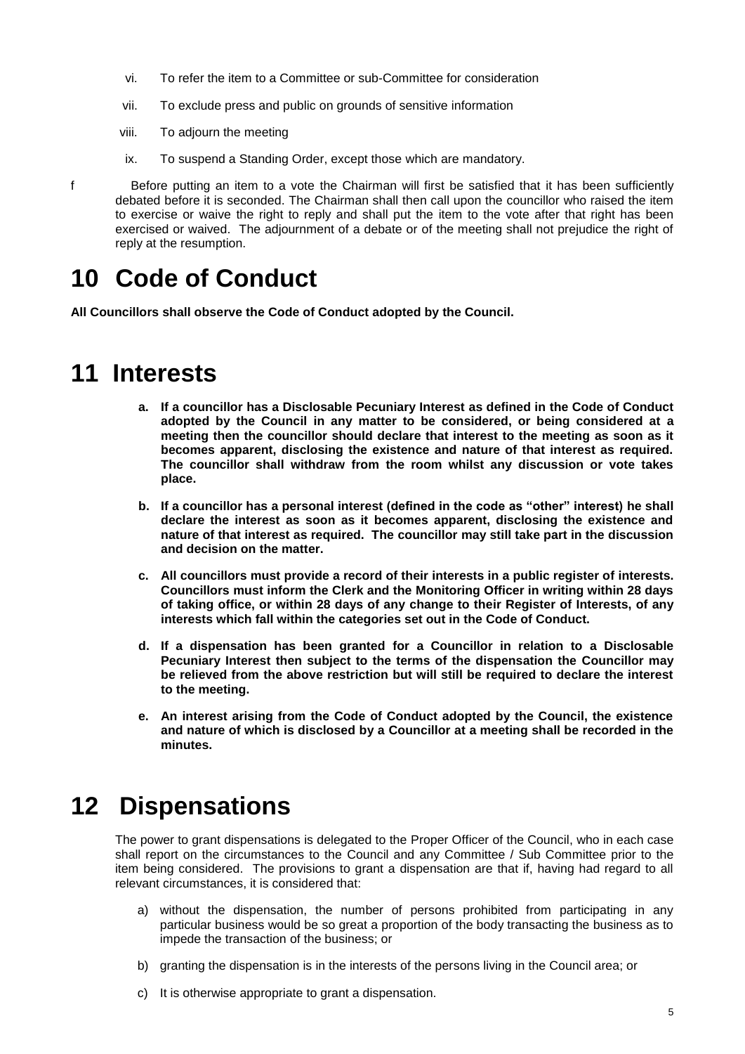vi. To refer the item to a Committee or sub-Committee for consideration

vii. To exclude press and public on grounds of sensitive information

viii. To adjourn the meeting

ix. To suspend a Standing Order, except those which are mandatory.

f Before putting an item to a vote the Chairman will first be satisfied that it has been sufficiently debated before it is seconded. The Chairman shall then call upon the councillor who raised the item to exercise or waive the right to reply and shall put the item to the vote after that right has been exercised or waived. The adjournment of a debate or of the meeting shall not prejudice the right of reply at the resumption.

# 10 Code of Conduct

**All Councillors shall observe the Code of Conduct adopted by the Council.**

# 11 Interests

**a. If a councillor has a Disclosable Pecuniary Interest as defined in the Code of Conduct adopted by the Council in any matter to be considered, or being considered at a meeting then the councillor should declare that interest to the meeting as soon as it becomes apparent, disclosing the existence and nature of that interest as required. The councillor shall withdraw from the room whilst any discussion or vote takes place.**

**b. If a councillor has a personal interest (defined in the code as "other" interest) he shall declare the interest as soon as it becomes apparent, disclosing the existence and nature of that interest as required. The councillor may still take part in the discussion and decision on the matter.**

**c. All councillors must provide a record of their interests in a public register of interests. Councillors must inform the Clerk and the Monitoring Officer in writing within 28 days of taking office, or within 28 days of any change to their Register of Interests, of any interests which fall within the categories set out in the Code of Conduct.**

**d. If a dispensation has been granted for a Councillor in relation to a Disclosable Pecuniary Interest then subject to the terms of the dispensation the Councillor may be relieved from the above restriction but will still be required to declare the interest to the meeting.**

**e. An interest arising from the Code of Conduct adopted by the Council, the existence and nature of which is disclosed by a Councillor at a meeting shall be recorded in the minutes.**

# 12 Dispensations

The power to grant dispensations is delegated to the Proper Officer of the Council, who in each case shall report on the circumstances to the Council and any Committee / Sub Committee prior to the item being considered. The provisions to grant a dispensation are that if, having had regard to all relevant circumstances, it is considered that:

a) without the dispensation, the number of persons prohibited from participating in any particular business would be so great a proportion of the body transacting the business as to impede the transaction of the business; or

b) granting the dispensation is in the interests of the persons living in the Council area; or

c) It is otherwise appropriate to grant a dispensation.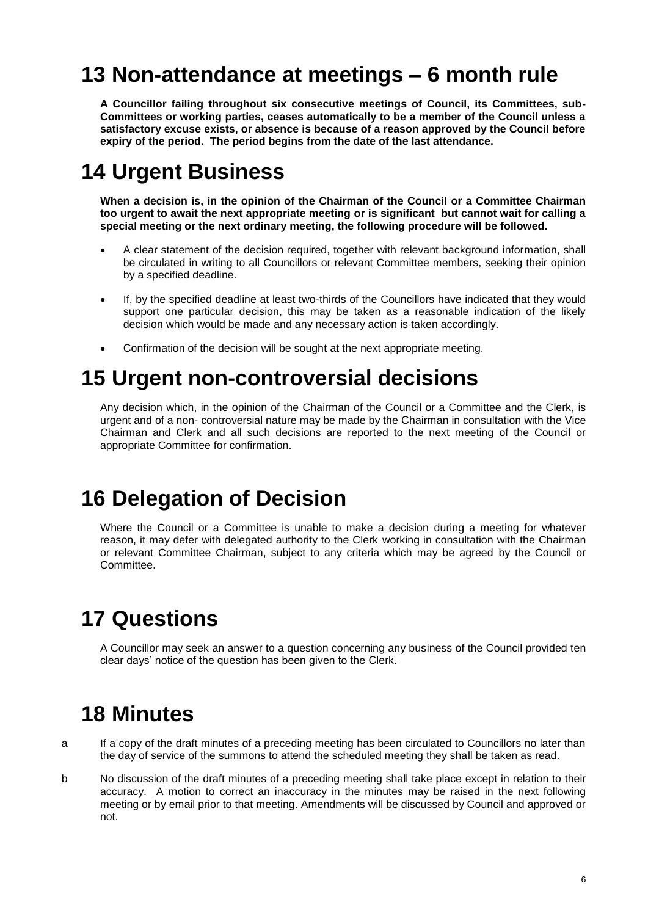# 13 Non-attendance at meetings – 6 month rule

**A Councillor failing throughout six consecutive meetings of Council, its Committees, sub-Committees or working parties, ceases automatically to be a member of the Council unless a satisfactory excuse exists, or absence is because of a reason approved by the Council before expiry of the period. The period begins from the date of the last attendance.**

# 14 Urgent Business

**When a decision is, in the opinion of the Chairman of the Council or a Committee Chairman too urgent to await the next appropriate meeting or is significant but cannot wait for calling a special meeting or the next ordinary meeting, the following procedure will be followed.**

- A clear statement of the decision required, together with relevant background information, shall be circulated in writing to all Councillors or relevant Committee members, seeking their opinion by a specified deadline.
- If, by the specified deadline at least two-thirds of the Councillors have indicated that they would support one particular decision, this may be taken as a reasonable indication of the likely decision which would be made and any necessary action is taken accordingly.
- Confirmation of the decision will be sought at the next appropriate meeting.

# 15 Urgent non-controversial decisions

Any decision which, in the opinion of the Chairman of the Council or a Committee and the Clerk, is urgent and of a non- controversial nature may be made by the Chairman in consultation with the Vice Chairman and Clerk and all such decisions are reported to the next meeting of the Council or appropriate Committee for confirmation.

# 16 Delegation of Decision

Where the Council or a Committee is unable to make a decision during a meeting for whatever reason, it may defer with delegated authority to the Clerk working in consultation with the Chairman or relevant Committee Chairman, subject to any criteria which may be agreed by the Council or Committee.

# 17 Questions

A Councillor may seek an answer to a question concerning any business of the Council provided ten clear days' notice of the question has been given to the Clerk.

# 18 Minutes

a. If a copy of the draft minutes of a preceding meeting has been circulated to Councillors no later than the day of service of the summons to attend the scheduled meeting they shall be taken as read.

b. No discussion of the draft minutes of a preceding meeting shall take place except in relation to their accuracy. A motion to correct an inaccuracy in the minutes may be raised in the next following meeting or by email prior to that meeting. Amendments will be discussed by Council and approved or not.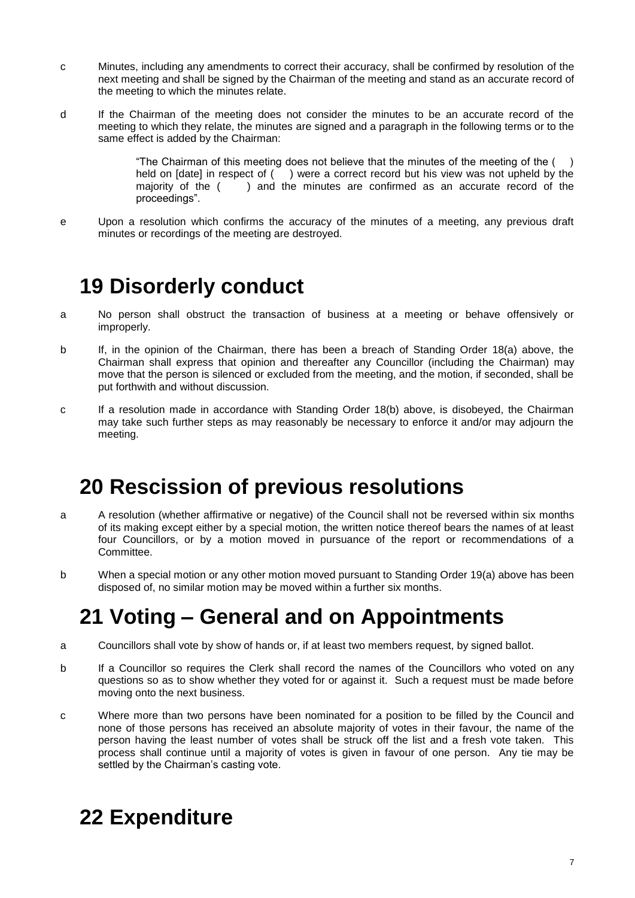c Minutes, including any amendments to correct their accuracy, shall be confirmed by resolution of the next meeting and shall be signed by the Chairman of the meeting and stand as an accurate record of the meeting to which the minutes relate.

d If the Chairman of the meeting does not consider the minutes to be an accurate record of the meeting to which they relate, the minutes are signed and a paragraph in the following terms or to the same effect is added by the Chairman:

> "The Chairman of this meeting does not believe that the minutes of the meeting of the ( ) held on [date] in respect of ( ) were a correct record but his view was not upheld by the majority of the ( ) and the minutes are confirmed as an accurate record of the proceedings".

e Upon a resolution which confirms the accuracy of the minutes of a meeting, any previous draft minutes or recordings of the meeting are destroyed.

# 19 Disorderly conduct

a No person shall obstruct the transaction of business at a meeting or behave offensively or improperly.

b If, in the opinion of the Chairman, there has been a breach of Standing Order 18(a) above, the Chairman shall express that opinion and thereafter any Councillor (including the Chairman) may move that the person is silenced or excluded from the meeting, and the motion, if seconded, shall be put forthwith and without discussion.

c If a resolution made in accordance with Standing Order 18(b) above, is disobeyed, the Chairman may take such further steps as may reasonably be necessary to enforce it and/or may adjourn the meeting.

# 20 Rescission of previous resolutions

a A resolution (whether affirmative or negative) of the Council shall not be reversed within six months of its making except either by a special motion, the written notice thereof bears the names of at least four Councillors, or by a motion moved in pursuance of the report or recommendations of a Committee.

b When a special motion or any other motion moved pursuant to Standing Order 19(a) above has been disposed of, no similar motion may be moved within a further six months.

# 21 Voting – General and on Appointments

a Councillors shall vote by show of hands or, if at least two members request, by signed ballot.

b If a Councillor so requires the Clerk shall record the names of the Councillors who voted on any questions so as to show whether they voted for or against it. Such a request must be made before moving onto the next business.

c Where more than two persons have been nominated for a position to be filled by the Council and none of those persons has received an absolute majority of votes in their favour, the name of the person having the least number of votes shall be struck off the list and a fresh vote taken. This process shall continue until a majority of votes is given in favour of one person. Any tie may be settled by the Chairman's casting vote.

# 22 Expenditure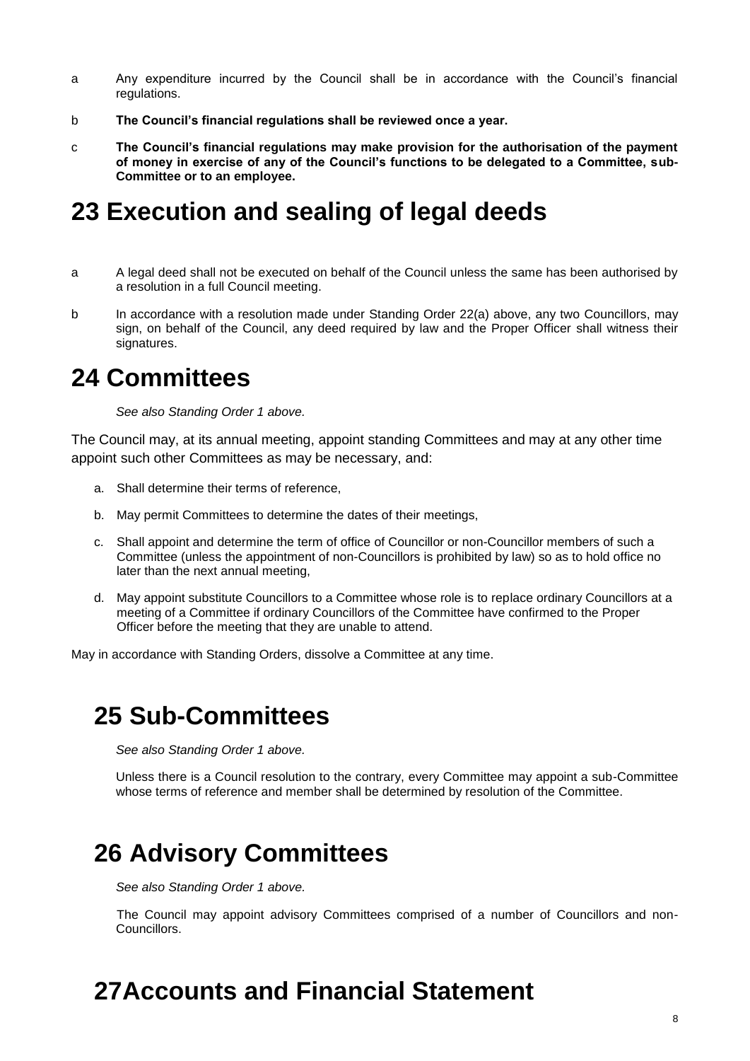a Any expenditure incurred by the Council shall be in accordance with the Council's financial regulations.

b **The Council's financial regulations shall be reviewed once a year.**

c **The Council's financial regulations may make provision for the authorisation of the payment of money in exercise of any of the Council's functions to be delegated to a Committee, sub-Committee or to an employee.**

# 23 Execution and sealing of legal deeds

a A legal deed shall not be executed on behalf of the Council unless the same has been authorised by a resolution in a full Council meeting.

b In accordance with a resolution made under Standing Order 22(a) above, any two Councillors, may sign, on behalf of the Council, any deed required by law and the Proper Officer shall witness their signatures.

# 24 Committees

*See also Standing Order 1 above.*

The Council may, at its annual meeting, appoint standing Committees and may at any other time appoint such other Committees as may be necessary, and:

a. Shall determine their terms of reference,

b. May permit Committees to determine the dates of their meetings,

c. Shall appoint and determine the term of office of Councillor or non-Councillor members of such a Committee (unless the appointment of non-Councillors is prohibited by law) so as to hold office no later than the next annual meeting,

d. May appoint substitute Councillors to a Committee whose role is to replace ordinary Councillors at a meeting of a Committee if ordinary Councillors of the Committee have confirmed to the Proper Officer before the meeting that they are unable to attend.

May in accordance with Standing Orders, dissolve a Committee at any time.

# 25 Sub-Committees

*See also Standing Order 1 above.*

Unless there is a Council resolution to the contrary, every Committee may appoint a sub-Committee whose terms of reference and member shall be determined by resolution of the Committee.

# 26 Advisory Committees

*See also Standing Order 1 above.*

The Council may appoint advisory Committees comprised of a number of Councillors and non-Councillors.

# 27Accounts and Financial Statement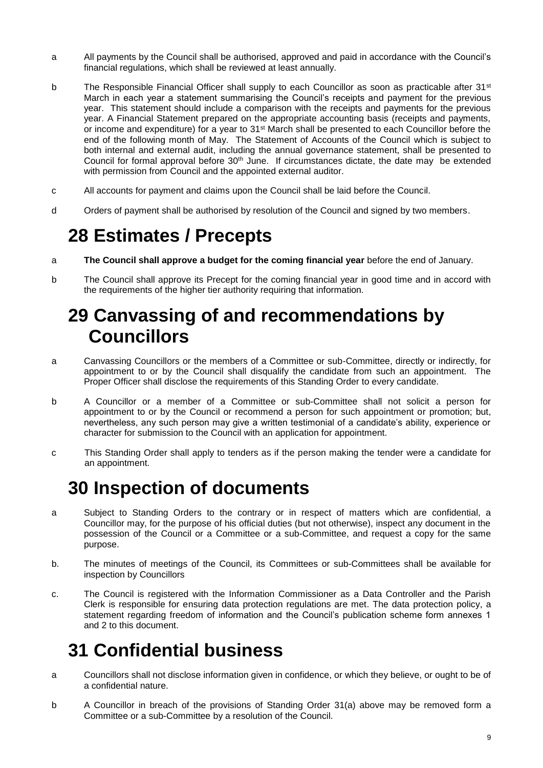a All payments by the Council shall be authorised, approved and paid in accordance with the Council's financial regulations, which shall be reviewed at least annually.

b The Responsible Financial Officer shall supply to each Councillor as soon as practicable after 31st March in each year a statement summarising the Council's receipts and payment for the previous year. This statement should include a comparison with the receipts and payments for the previous year. A Financial Statement prepared on the appropriate accounting basis (receipts and payments, or income and expenditure) for a year to 31st March shall be presented to each Councillor before the end of the following month of May. The Statement of Accounts of the Council which is subject to both internal and external audit, including the annual governance statement, shall be presented to Council for formal approval before 30th June. If circumstances dictate, the date may be extended with permission from Council and the appointed external auditor.

c All accounts for payment and claims upon the Council shall be laid before the Council.

d Orders of payment shall be authorised by resolution of the Council and signed by two members.

# 28 Estimates / Precepts

a **The Council shall approve a budget for the coming financial year** before the end of January.

b The Council shall approve its Precept for the coming financial year in good time and in accord with the requirements of the higher tier authority requiring that information.

# 29 Canvassing of and recommendations by Councillors

a Canvassing Councillors or the members of a Committee or sub-Committee, directly or indirectly, for appointment to or by the Council shall disqualify the candidate from such an appointment. The Proper Officer shall disclose the requirements of this Standing Order to every candidate.

b A Councillor or a member of a Committee or sub-Committee shall not solicit a person for appointment to or by the Council or recommend a person for such appointment or promotion; but, nevertheless, any such person may give a written testimonial of a candidate's ability, experience or character for submission to the Council with an application for appointment.

c This Standing Order shall apply to tenders as if the person making the tender were a candidate for an appointment.

# 30 Inspection of documents

a Subject to Standing Orders to the contrary or in respect of matters which are confidential, a Councillor may, for the purpose of his official duties (but not otherwise), inspect any document in the possession of the Council or a Committee or a sub-Committee, and request a copy for the same purpose.

b. The minutes of meetings of the Council, its Committees or sub-Committees shall be available for inspection by Councillors

c. The Council is registered with the Information Commissioner as a Data Controller and the Parish Clerk is responsible for ensuring data protection regulations are met. The data protection policy, a statement regarding freedom of information and the Council's publication scheme form annexes 1 and 2 to this document.

# 31 Confidential business

a Councillors shall not disclose information given in confidence, or which they believe, or ought to be of a confidential nature.

b A Councillor in breach of the provisions of Standing Order 31(a) above may be removed form a Committee or a sub-Committee by a resolution of the Council.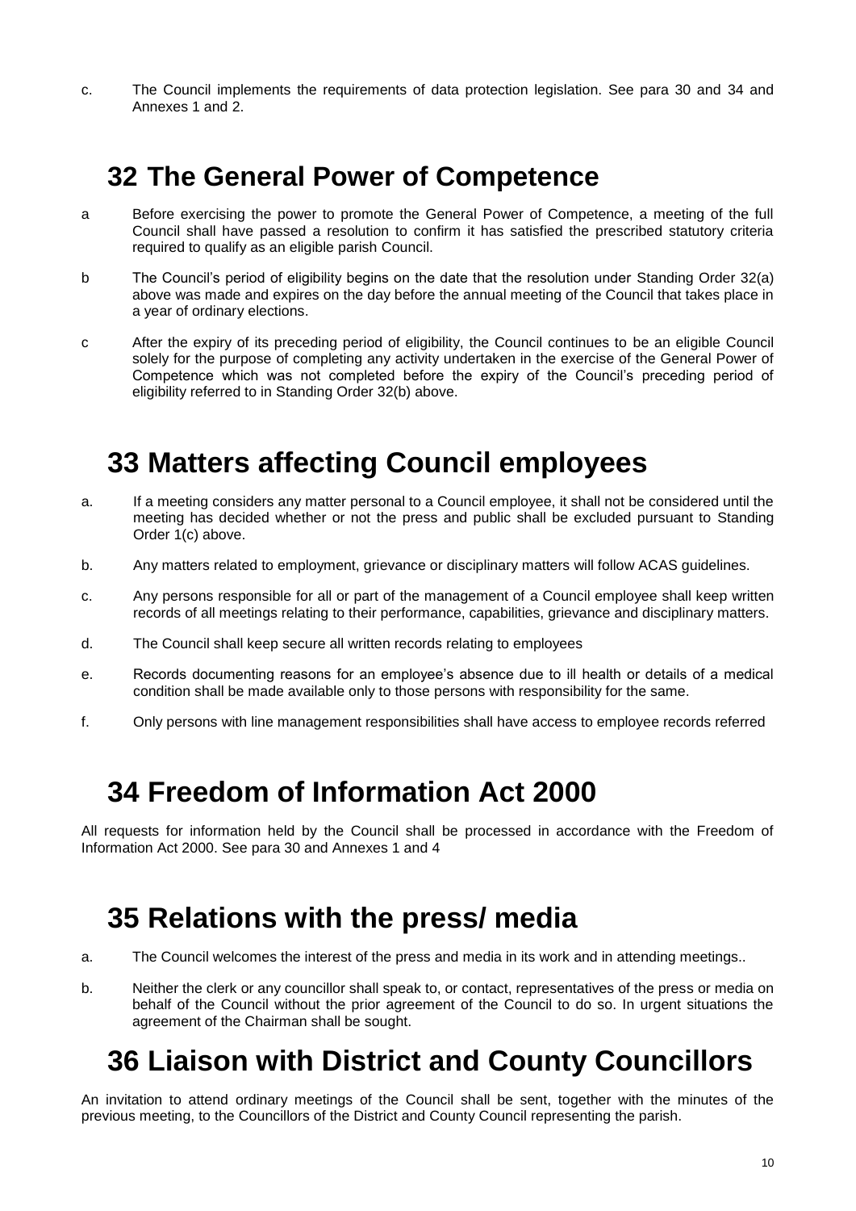c. The Council implements the requirements of data protection legislation. See para 30 and 34 and Annexes 1 and 2.

# 32 The General Power of Competence

a Before exercising the power to promote the General Power of Competence, a meeting of the full Council shall have passed a resolution to confirm it has satisfied the prescribed statutory criteria required to qualify as an eligible parish Council.

b The Council's period of eligibility begins on the date that the resolution under Standing Order 32(a) above was made and expires on the day before the annual meeting of the Council that takes place in a year of ordinary elections.

c After the expiry of its preceding period of eligibility, the Council continues to be an eligible Council solely for the purpose of completing any activity undertaken in the exercise of the General Power of Competence which was not completed before the expiry of the Council's preceding period of eligibility referred to in Standing Order 32(b) above.

# 33 Matters affecting Council employees

a. If a meeting considers any matter personal to a Council employee, it shall not be considered until the meeting has decided whether or not the press and public shall be excluded pursuant to Standing Order 1(c) above.

b. Any matters related to employment, grievance or disciplinary matters will follow ACAS guidelines.

c. Any persons responsible for all or part of the management of a Council employee shall keep written records of all meetings relating to their performance, capabilities, grievance and disciplinary matters.

d. The Council shall keep secure all written records relating to employees

e. Records documenting reasons for an employee's absence due to ill health or details of a medical condition shall be made available only to those persons with responsibility for the same.

f. Only persons with line management responsibilities shall have access to employee records referred

# 34 Freedom of Information Act 2000

All requests for information held by the Council shall be processed in accordance with the Freedom of Information Act 2000. See para 30 and Annexes 1 and 4

# 35 Relations with the press/ media

a. The Council welcomes the interest of the press and media in its work and in attending meetings..

b. Neither the clerk or any councillor shall speak to, or contact, representatives of the press or media on behalf of the Council without the prior agreement of the Council to do so. In urgent situations the agreement of the Chairman shall be sought.

# 36 Liaison with District and County Councillors

An invitation to attend ordinary meetings of the Council shall be sent, together with the minutes of the previous meeting, to the Councillors of the District and County Council representing the parish.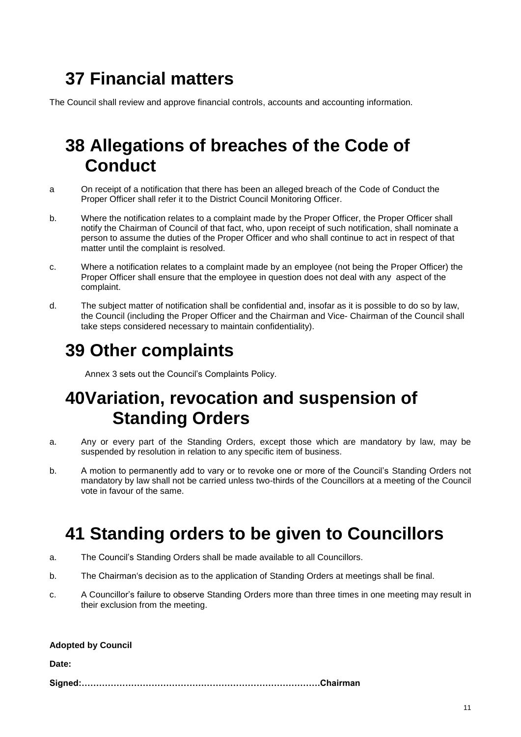# 37 Financial matters

The Council shall review and approve financial controls, accounts and accounting information.

# 38 Allegations of breaches of the Code of Conduct

a On receipt of a notification that there has been an alleged breach of the Code of Conduct the Proper Officer shall refer it to the District Council Monitoring Officer.

b. Where the notification relates to a complaint made by the Proper Officer, the Proper Officer shall notify the Chairman of Council of that fact, who, upon receipt of such notification, shall nominate a person to assume the duties of the Proper Officer and who shall continue to act in respect of that matter until the complaint is resolved.

c. Where a notification relates to a complaint made by an employee (not being the Proper Officer) the Proper Officer shall ensure that the employee in question does not deal with any aspect of the complaint.

d. The subject matter of notification shall be confidential and, insofar as it is possible to do so by law, the Council (including the Proper Officer and the Chairman and Vice- Chairman of the Council shall take steps considered necessary to maintain confidentiality).

# 39 Other complaints

Annex 3 sets out the Council's Complaints Policy.

# 40Variation, revocation and suspension of Standing Orders

a. Any or every part of the Standing Orders, except those which are mandatory by law, may be suspended by resolution in relation to any specific item of business.

b. A motion to permanently add to vary or to revoke one or more of the Council's Standing Orders not mandatory by law shall not be carried unless two-thirds of the Councillors at a meeting of the Council vote in favour of the same.

# 41 Standing orders to be given to Councillors

a. The Council's Standing Orders shall be made available to all Councillors.

b. The Chairman's decision as to the application of Standing Orders at meetings shall be final.

c. A Councillor's failure to observe Standing Orders more than three times in one meeting may result in their exclusion from the meeting.

**Adopted by Council**

**Date:**

**Signed:……………………………………………………………………….Chairman**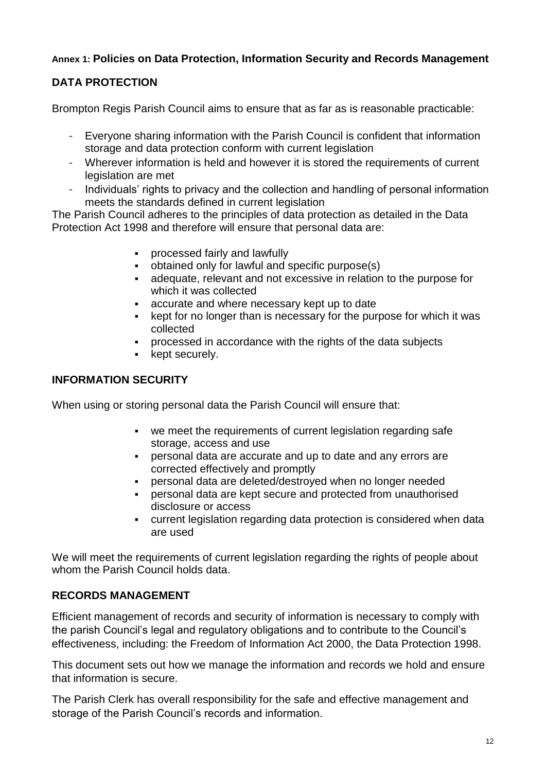#### Annex 1: **Policies on Data Protection, Information Security and Records Management**

## DATA PROTECTION

Brompton Regis Parish Council aims to ensure that as far as is reasonable practicable:

- Everyone sharing information with the Parish Council is confident that information storage and data protection conform with current legislation
- Wherever information is held and however it is stored the requirements of current legislation are met
- Individuals' rights to privacy and the collection and handling of personal information meets the standards defined in current legislation

The Parish Council adheres to the principles of data protection as detailed in the Data Protection Act 1998 and therefore will ensure that personal data are:

- processed fairly and lawfully
- obtained only for lawful and specific purpose(s)
- adequate, relevant and not excessive in relation to the purpose for which it was collected
- accurate and where necessary kept up to date
- kept for no longer than is necessary for the purpose for which it was collected
- processed in accordance with the rights of the data subjects
- kept securely.

## INFORMATION SECURITY

When using or storing personal data the Parish Council will ensure that:

- we meet the requirements of current legislation regarding safe storage, access and use
- personal data are accurate and up to date and any errors are corrected effectively and promptly
- personal data are deleted/destroyed when no longer needed
- personal data are kept secure and protected from unauthorised disclosure or access
- current legislation regarding data protection is considered when data are used

We will meet the requirements of current legislation regarding the rights of people about whom the Parish Council holds data.

## RECORDS MANAGEMENT

Efficient management of records and security of information is necessary to comply with the parish Council's legal and regulatory obligations and to contribute to the Council's effectiveness, including: the Freedom of Information Act 2000, the Data Protection 1998.

This document sets out how we manage the information and records we hold and ensure that information is secure.

The Parish Clerk has overall responsibility for the safe and effective management and storage of the Parish Council's records and information.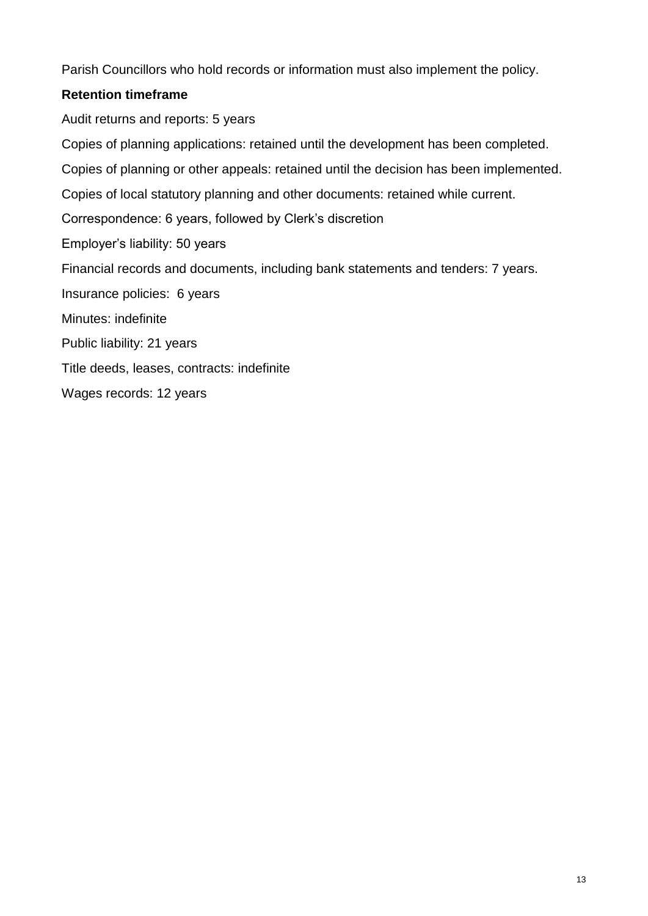Parish Councillors who hold records or information must also implement the policy.

**Retention timeframe**

Audit returns and reports: 5 years

Copies of planning applications: retained until the development has been completed.

Copies of planning or other appeals: retained until the decision has been implemented.

Copies of local statutory planning and other documents: retained while current.

Correspondence: 6 years, followed by Clerk's discretion

Employer's liability: 50 years

Financial records and documents, including bank statements and tenders: 7 years.

Insurance policies: 6 years

Minutes: indefinite

Public liability: 21 years

Title deeds, leases, contracts: indefinite

Wages records: 12 years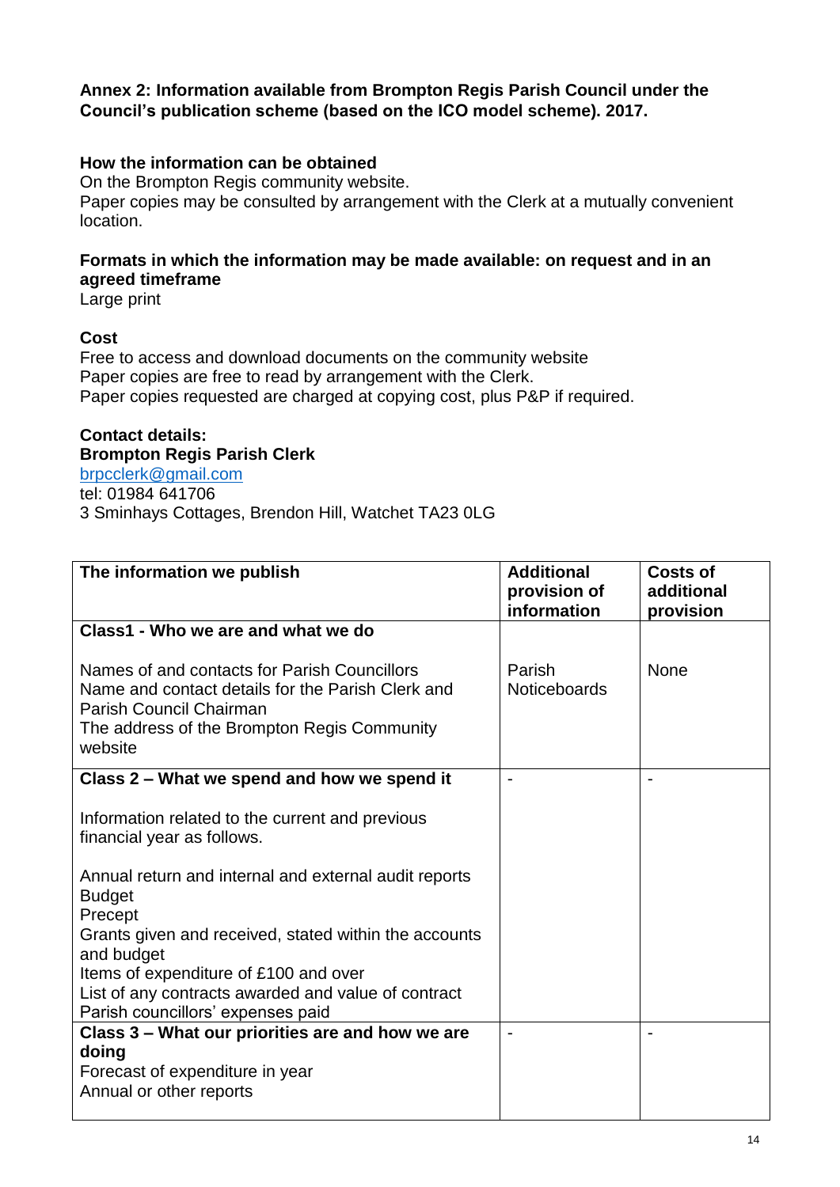**Annex 2: Information available from Brompton Regis Parish Council under the Council's publication scheme (based on the ICO model scheme). 2017.**

**How the information can be obtained**
On the Brompton Regis community website.
Paper copies may be consulted by arrangement with the Clerk at a mutually convenient location.

**Formats in which the information may be made available: on request and in an agreed timeframe**
Large print

**Cost**
Free to access and download documents on the community website
Paper copies are free to read by arrangement with the Clerk.
Paper copies requested are charged at copying cost, plus P&P if required.

**Contact details:**
**Brompton Regis Parish Clerk**
brpcclerk@gmail.com
tel: 01984 641706
3 Sminhays Cottages, Brendon Hill, Watchet TA23 0LG

| The information we publish | Additional provision of information | Costs of additional provision |
|---|---|---|
| **Class1 - Who we are and what we do**<br><br>Names of and contacts for Parish Councillors<br>Name and contact details for the Parish Clerk and Parish Council Chairman<br>The address of the Brompton Regis Community website | Parish Noticeboards | None |
| **Class 2 – What we spend and how we spend it**<br><br>Information related to the current and previous financial year as follows.<br><br>Annual return and internal and external audit reports<br>Budget<br>Precept<br>Grants given and received, stated within the accounts and budget<br>Items of expenditure of £100 and over<br>List of any contracts awarded and value of contract<br>Parish councillors' expenses paid | - | - |
| **Class 3 – What our priorities are and how we are doing**<br>Forecast of expenditure in year<br>Annual or other reports | - | - |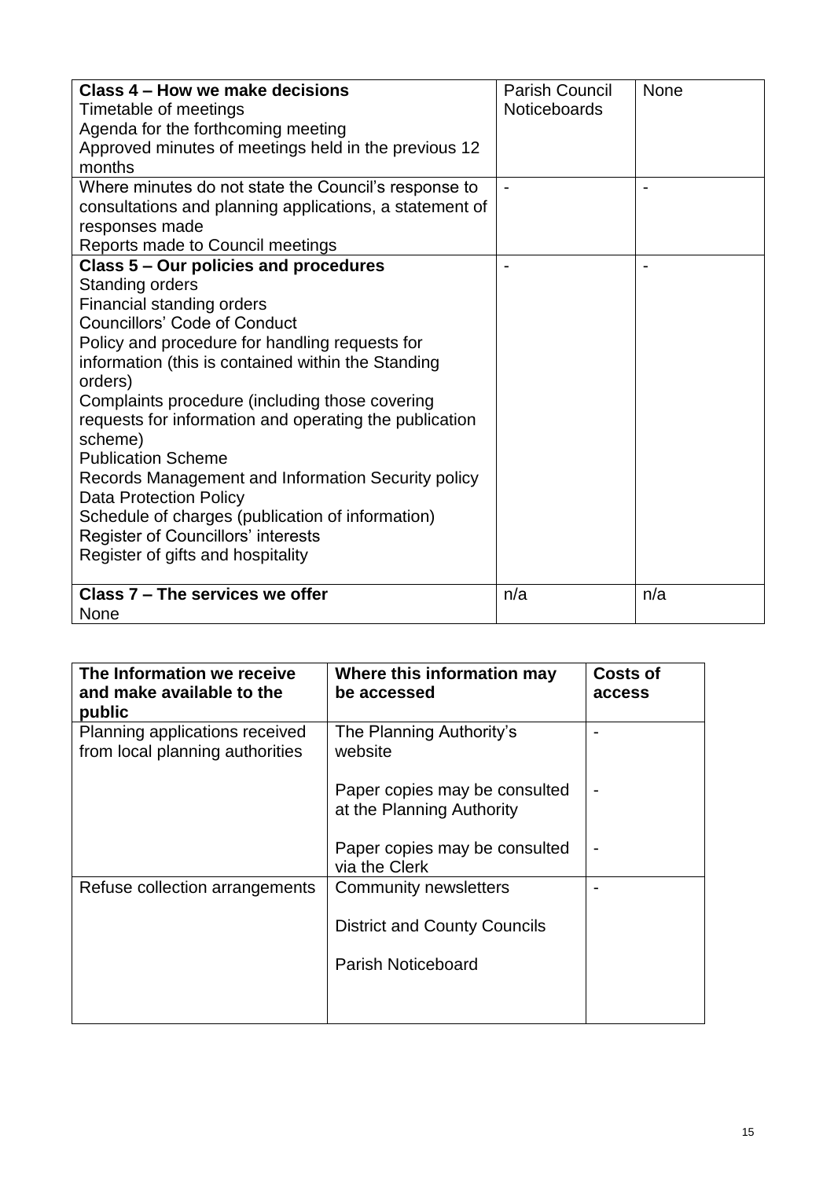| | | |
|---|---|---|
| **Class 4 – How we make decisions**<br>Timetable of meetings<br>Agenda for the forthcoming meeting<br>Approved minutes of meetings held in the previous 12 months | Parish Council Noticeboards | None |
| Where minutes do not state the Council's response to consultations and planning applications, a statement of responses made<br>Reports made to Council meetings | - | - |
| **Class 5 – Our policies and procedures**<br>Standing orders<br>Financial standing orders<br>Councillors' Code of Conduct<br>Policy and procedure for handling requests for information (this is contained within the Standing orders)<br>Complaints procedure (including those covering requests for information and operating the publication scheme)<br>Publication Scheme<br>Records Management and Information Security policy<br>Data Protection Policy<br>Schedule of charges (publication of information)<br>Register of Councillors' interests<br>Register of gifts and hospitality | - | - |
| **Class 7 – The services we offer**<br>None | n/a | n/a |

| The Information we receive and make available to the public | Where this information may be accessed | Costs of access |
|---|---|---|
| Planning applications received from local planning authorities | The Planning Authority's website<br><br>Paper copies may be consulted at the Planning Authority<br><br>Paper copies may be consulted via the Clerk | -<br><br>-<br><br>- |
| Refuse collection arrangements | Community newsletters<br><br>District and County Councils<br><br>Parish Noticeboard | - |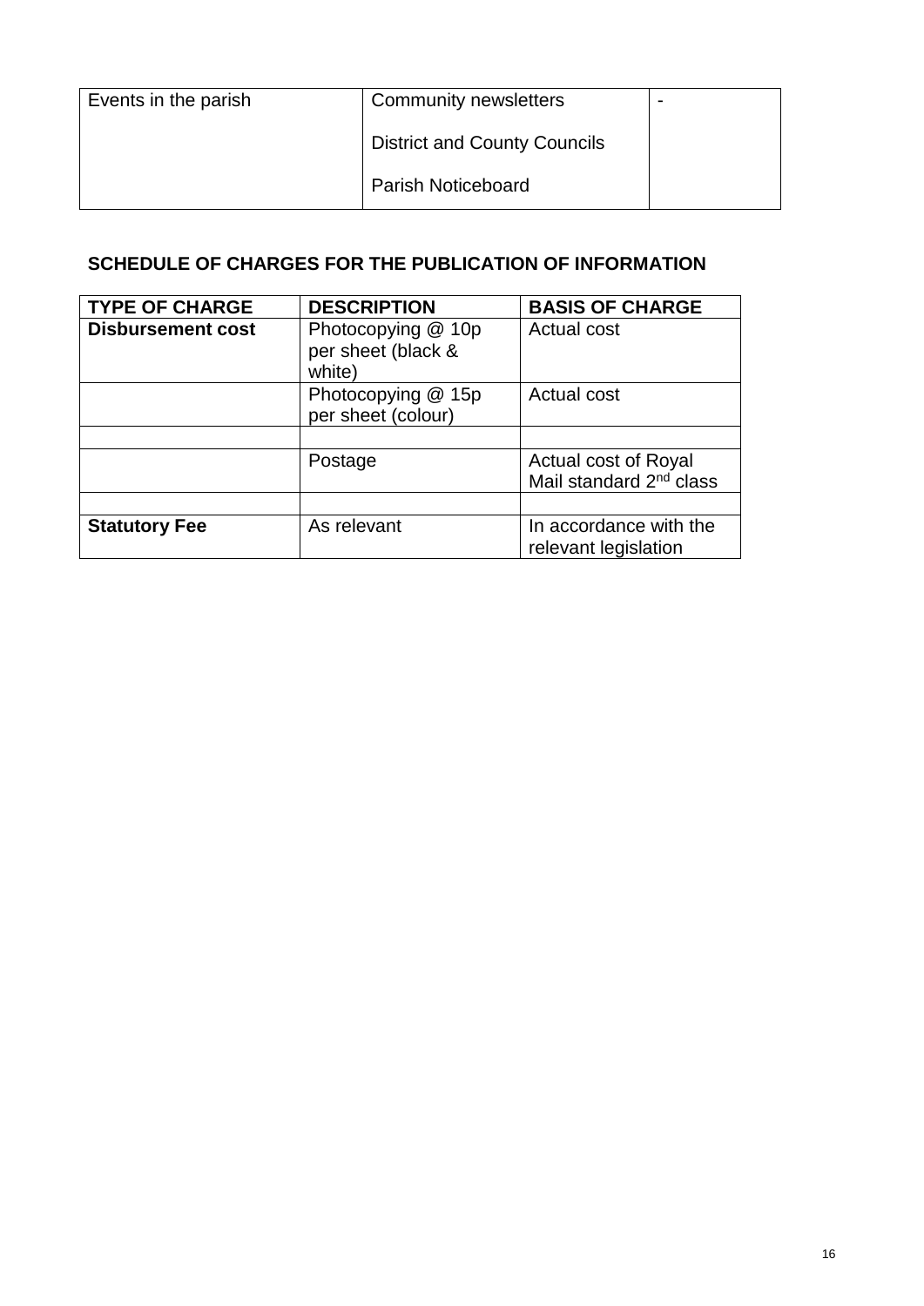| Events in the parish | Community newsletters<br><br>District and County Councils<br><br>Parish Noticeboard | - |
|---|---|---|

**SCHEDULE OF CHARGES FOR THE PUBLICATION OF INFORMATION**

| TYPE OF CHARGE | DESCRIPTION | BASIS OF CHARGE |
|---|---|---|
| **Disbursement cost** | Photocopying @ 10p per sheet (black & white) | Actual cost |
| | Photocopying @ 15p per sheet (colour) | Actual cost |
| | | |
| | Postage | Actual cost of Royal Mail standard 2nd class |
| | | |
| **Statutory Fee** | As relevant | In accordance with the relevant legislation |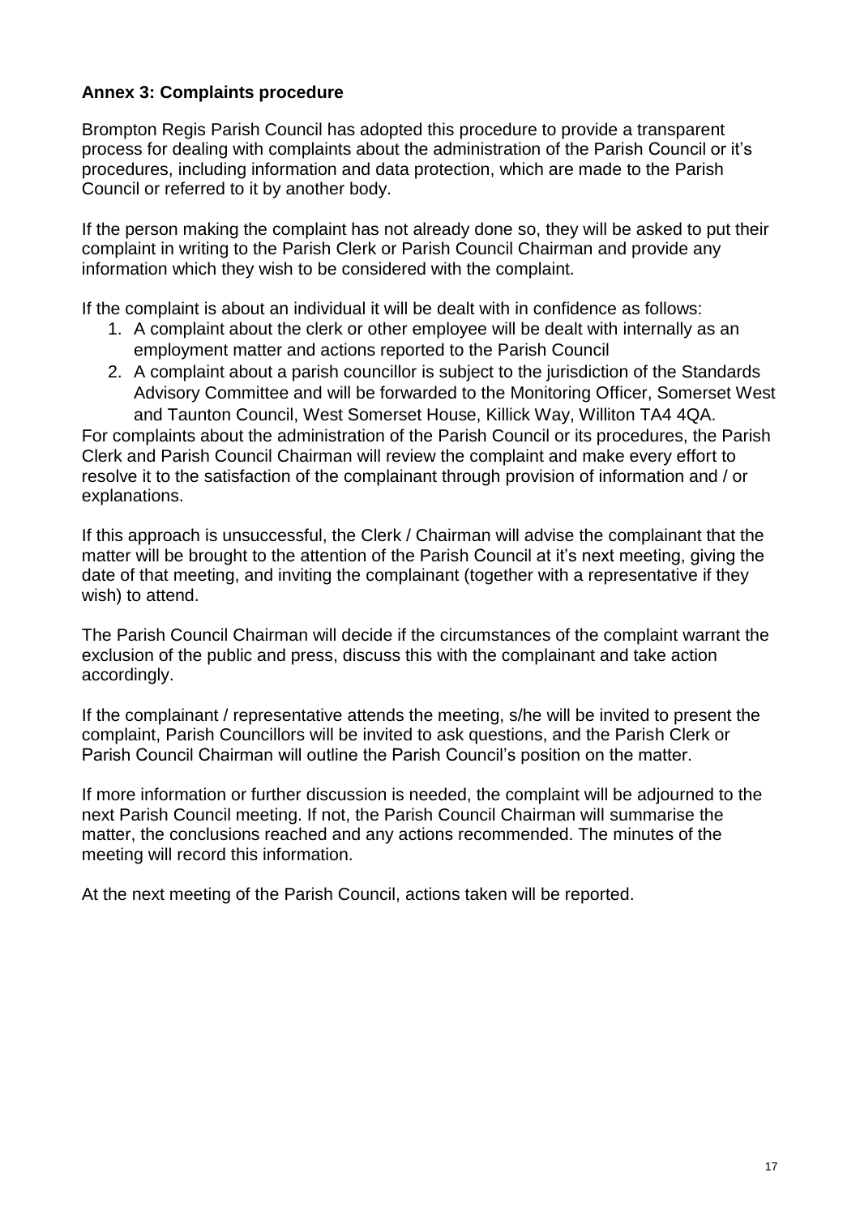**Annex 3: Complaints procedure**

Brompton Regis Parish Council has adopted this procedure to provide a transparent process for dealing with complaints about the administration of the Parish Council or it's procedures, including information and data protection, which are made to the Parish Council or referred to it by another body.

If the person making the complaint has not already done so, they will be asked to put their complaint in writing to the Parish Clerk or Parish Council Chairman and provide any information which they wish to be considered with the complaint.

If the complaint is about an individual it will be dealt with in confidence as follows:

1. A complaint about the clerk or other employee will be dealt with internally as an employment matter and actions reported to the Parish Council
2. A complaint about a parish councillor is subject to the jurisdiction of the Standards Advisory Committee and will be forwarded to the Monitoring Officer, Somerset West and Taunton Council, West Somerset House, Killick Way, Williton TA4 4QA.

For complaints about the administration of the Parish Council or its procedures, the Parish Clerk and Parish Council Chairman will review the complaint and make every effort to resolve it to the satisfaction of the complainant through provision of information and / or explanations.

If this approach is unsuccessful, the Clerk / Chairman will advise the complainant that the matter will be brought to the attention of the Parish Council at it's next meeting, giving the date of that meeting, and inviting the complainant (together with a representative if they wish) to attend.

The Parish Council Chairman will decide if the circumstances of the complaint warrant the exclusion of the public and press, discuss this with the complainant and take action accordingly.

If the complainant / representative attends the meeting, s/he will be invited to present the complaint, Parish Councillors will be invited to ask questions, and the Parish Clerk or Parish Council Chairman will outline the Parish Council's position on the matter.

If more information or further discussion is needed, the complaint will be adjourned to the next Parish Council meeting. If not, the Parish Council Chairman will summarise the matter, the conclusions reached and any actions recommended. The minutes of the meeting will record this information.

At the next meeting of the Parish Council, actions taken will be reported.